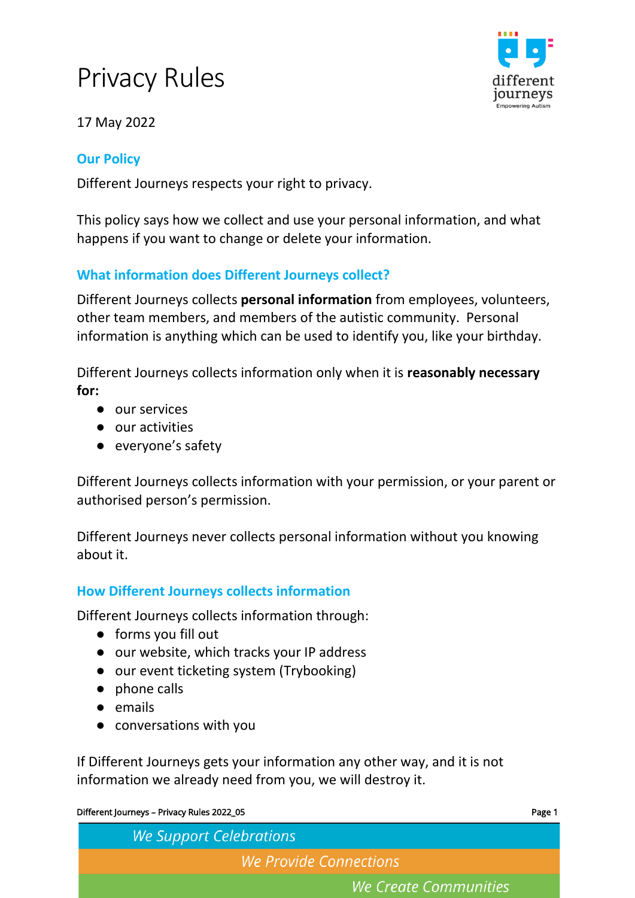# Privacy Rules

17 May 2022

## Our Policy

Different Journeys respects your right to privacy.

This policy says how we collect and use your personal information, and what happens if you want to change or delete your information.

## What information does Different Journeys collect?

Different Journeys collects **personal information** from employees, volunteers, other team members, and members of the autistic community. Personal information is anything which can be used to identify you, like your birthday.

Different Journeys collects information only when it is **reasonably necessary for:**

- our services
- our activities
- everyone's safety

Different Journeys collects information with your permission, or your parent or authorised person's permission.

Different Journeys never collects personal information without you knowing about it.

## How Different Journeys collects information

Different Journeys collects information through:

- forms you fill out
- our website, which tracks your IP address
- our event ticketing system (Trybooking)
- phone calls
- emails
- conversations with you

If Different Journeys gets your information any other way, and it is not information we already need from you, we will destroy it.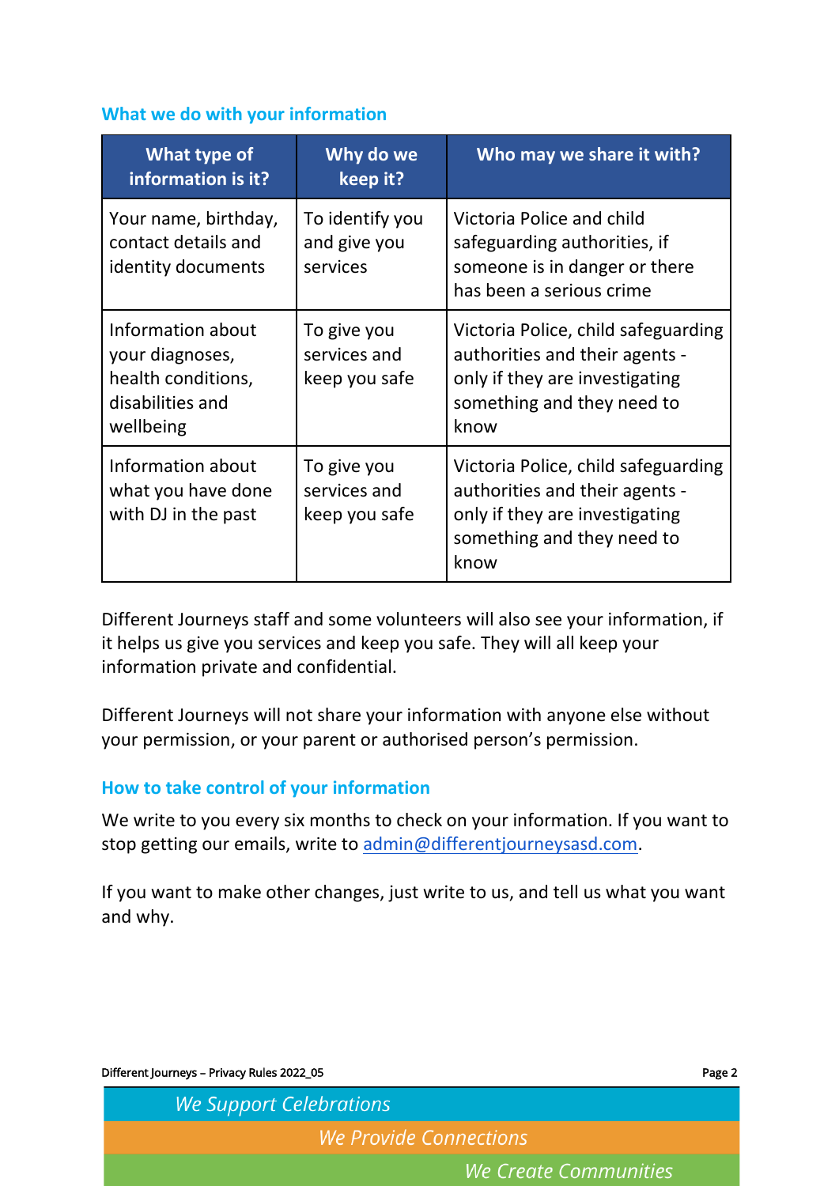## What we do with your information

| What type of information is it? | Why do we keep it? | Who may we share it with? |
| --- | --- | --- |
| Your name, birthday, contact details and identity documents | To identify you and give you services | Victoria Police and child safeguarding authorities, if someone is in danger or there has been a serious crime |
| Information about your diagnoses, health conditions, disabilities and wellbeing | To give you services and keep you safe | Victoria Police, child safeguarding authorities and their agents - only if they are investigating something and they need to know |
| Information about what you have done with DJ in the past | To give you services and keep you safe | Victoria Police, child safeguarding authorities and their agents - only if they are investigating something and they need to know |

Different Journeys staff and some volunteers will also see your information, if it helps us give you services and keep you safe. They will all keep your information private and confidential.

Different Journeys will not share your information with anyone else without your permission, or your parent or authorised person's permission.

## How to take control of your information

We write to you every six months to check on your information. If you want to stop getting our emails, write to admin@differentjourneysasd.com.

If you want to make other changes, just write to us, and tell us what you want and why.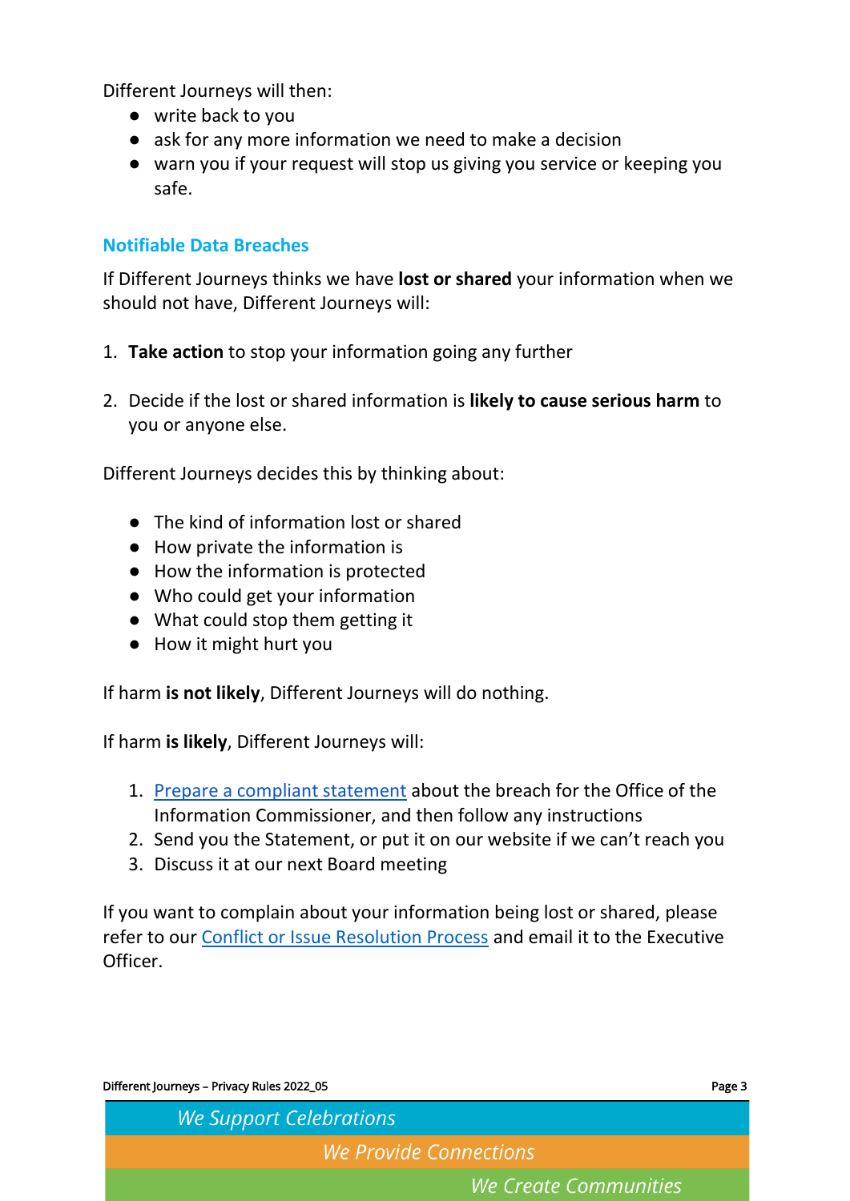Different Journeys will then:

- write back to you
- ask for any more information we need to make a decision
- warn you if your request will stop us giving you service or keeping you safe.

## Notifiable Data Breaches

If Different Journeys thinks we have **lost or shared** your information when we should not have, Different Journeys will:

1. **Take action** to stop your information going any further

2. Decide if the lost or shared information is **likely to cause serious harm** to you or anyone else.

Different Journeys decides this by thinking about:

- The kind of information lost or shared
- How private the information is
- How the information is protected
- Who could get your information
- What could stop them getting it
- How it might hurt you

If harm **is not likely**, Different Journeys will do nothing.

If harm **is likely**, Different Journeys will:

1. Prepare a compliant statement about the breach for the Office of the Information Commissioner, and then follow any instructions
2. Send you the Statement, or put it on our website if we can't reach you
3. Discuss it at our next Board meeting

If you want to complain about your information being lost or shared, please refer to our Conflict or Issue Resolution Process and email it to the Executive Officer.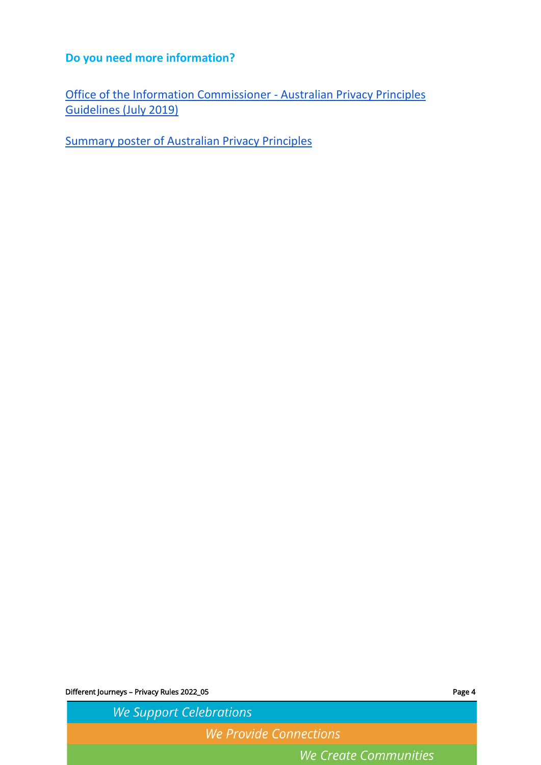### Do you need more information?

Office of the Information Commissioner - Australian Privacy Principles Guidelines (July 2019)

Summary poster of Australian Privacy Principles